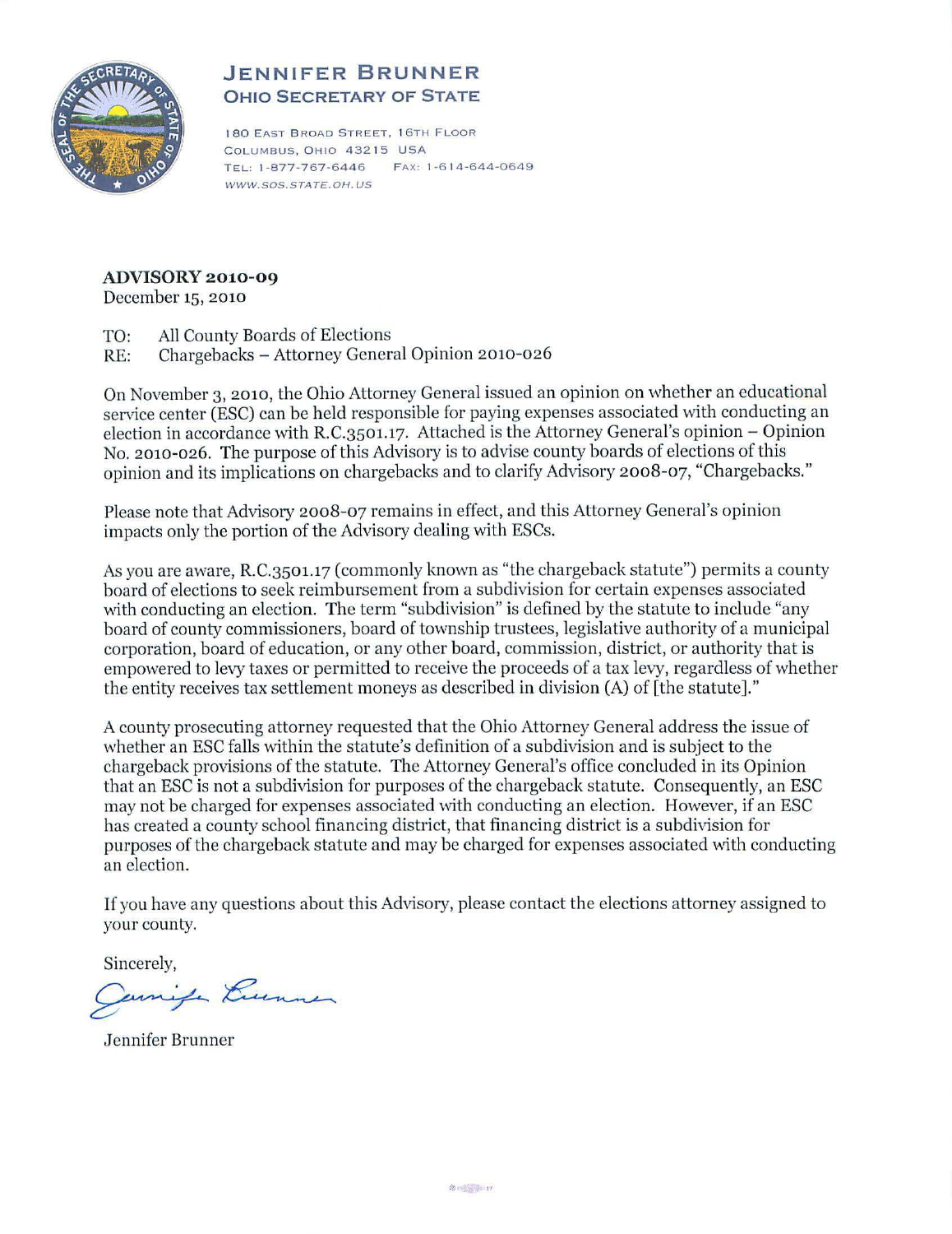# JENNIFER BRUNNER
## OHIO SECRETARY OF STATE

180 EAST BROAD STREET, 16TH FLOOR
COLUMBUS, OHIO 43215 USA
TEL: 1-877-767-6446 FAX: 1-614-644-0649
WWW.SOS.STATE.OH.US

**ADVISORY 2010-09**
December 15, 2010

TO: All County Boards of Elections
RE: Chargebacks – Attorney General Opinion 2010-026

On November 3, 2010, the Ohio Attorney General issued an opinion on whether an educational service center (ESC) can be held responsible for paying expenses associated with conducting an election in accordance with R.C.3501.17. Attached is the Attorney General's opinion – Opinion No. 2010-026. The purpose of this Advisory is to advise county boards of elections of this opinion and its implications on chargebacks and to clarify Advisory 2008-07, "Chargebacks."

Please note that Advisory 2008-07 remains in effect, and this Attorney General's opinion impacts only the portion of the Advisory dealing with ESCs.

As you are aware, R.C.3501.17 (commonly known as "the chargeback statute") permits a county board of elections to seek reimbursement from a subdivision for certain expenses associated with conducting an election. The term "subdivision" is defined by the statute to include "any board of county commissioners, board of township trustees, legislative authority of a municipal corporation, board of education, or any other board, commission, district, or authority that is empowered to levy taxes or permitted to receive the proceeds of a tax levy, regardless of whether the entity receives tax settlement moneys as described in division (A) of [the statute]."

A county prosecuting attorney requested that the Ohio Attorney General address the issue of whether an ESC falls within the statute's definition of a subdivision and is subject to the chargeback provisions of the statute. The Attorney General's office concluded in its Opinion that an ESC is not a subdivision for purposes of the chargeback statute. Consequently, an ESC may not be charged for expenses associated with conducting an election. However, if an ESC has created a county school financing district, that financing district is a subdivision for purposes of the chargeback statute and may be charged for expenses associated with conducting an election.

If you have any questions about this Advisory, please contact the elections attorney assigned to your county.

Sincerely,

Jennifer Brunner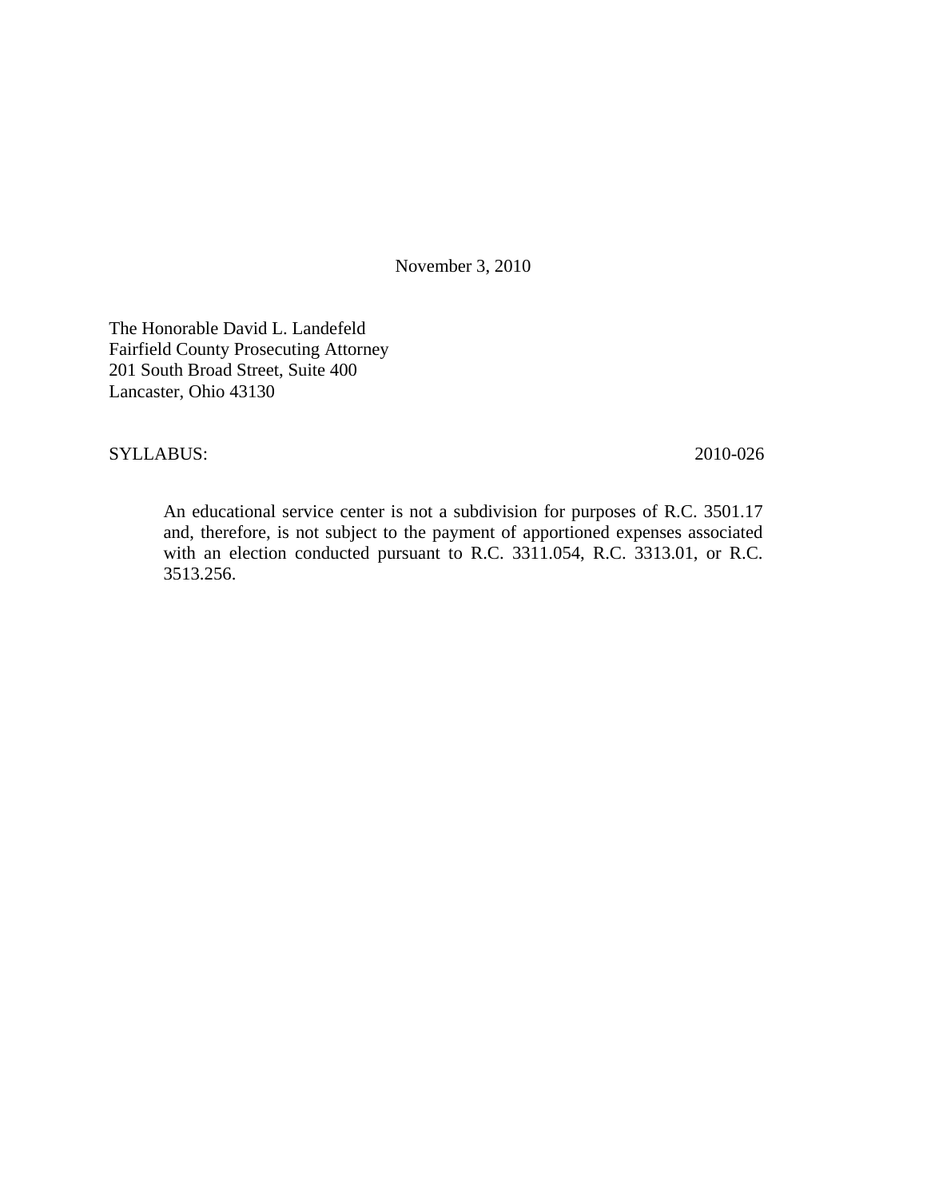November 3, 2010

The Honorable David L. Landefeld
Fairfield County Prosecuting Attorney
201 South Broad Street, Suite 400
Lancaster, Ohio 43130

SYLLABUS: 2010-026

> An educational service center is not a subdivision for purposes of R.C. 3501.17 and, therefore, is not subject to the payment of apportioned expenses associated with an election conducted pursuant to R.C. 3311.054, R.C. 3313.01, or R.C. 3513.256.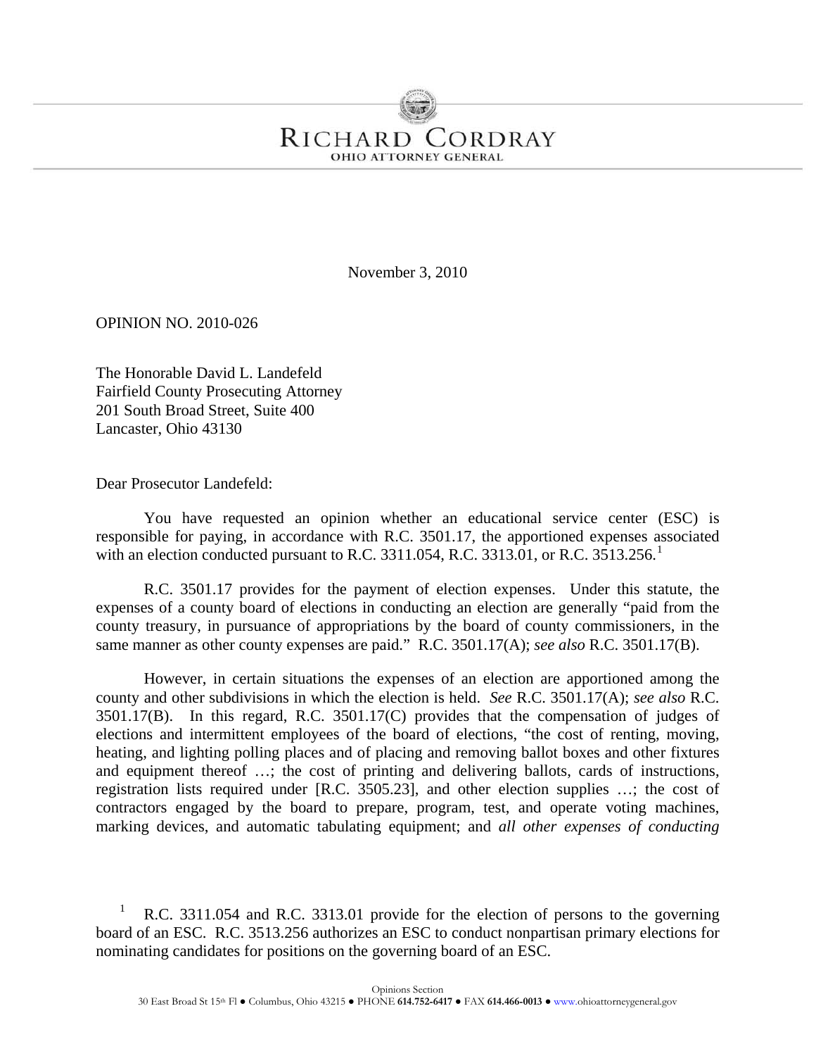RICHARD CORDRAY

OHIO ATTORNEY GENERAL

November 3, 2010

OPINION NO. 2010-026

The Honorable David L. Landefeld
Fairfield County Prosecuting Attorney
201 South Broad Street, Suite 400
Lancaster, Ohio 43130

Dear Prosecutor Landefeld:

You have requested an opinion whether an educational service center (ESC) is responsible for paying, in accordance with R.C. 3501.17, the apportioned expenses associated with an election conducted pursuant to R.C. 3311.054, R.C. 3313.01, or R.C. 3513.256.[1]

R.C. 3501.17 provides for the payment of election expenses. Under this statute, the expenses of a county board of elections in conducting an election are generally "paid from the county treasury, in pursuance of appropriations by the board of county commissioners, in the same manner as other county expenses are paid." R.C. 3501.17(A); *see also* R.C. 3501.17(B).

However, in certain situations the expenses of an election are apportioned among the county and other subdivisions in which the election is held. *See* R.C. 3501.17(A); *see also* R.C. 3501.17(B). In this regard, R.C. 3501.17(C) provides that the compensation of judges of elections and intermittent employees of the board of elections, "the cost of renting, moving, heating, and lighting polling places and of placing and removing ballot boxes and other fixtures and equipment thereof …; the cost of printing and delivering ballots, cards of instructions, registration lists required under [R.C. 3505.23], and other election supplies …; the cost of contractors engaged by the board to prepare, program, test, and operate voting machines, marking devices, and automatic tabulating equipment; and *all other expenses of conducting*

[1] R.C. 3311.054 and R.C. 3313.01 provide for the election of persons to the governing board of an ESC. R.C. 3513.256 authorizes an ESC to conduct nonpartisan primary elections for nominating candidates for positions on the governing board of an ESC.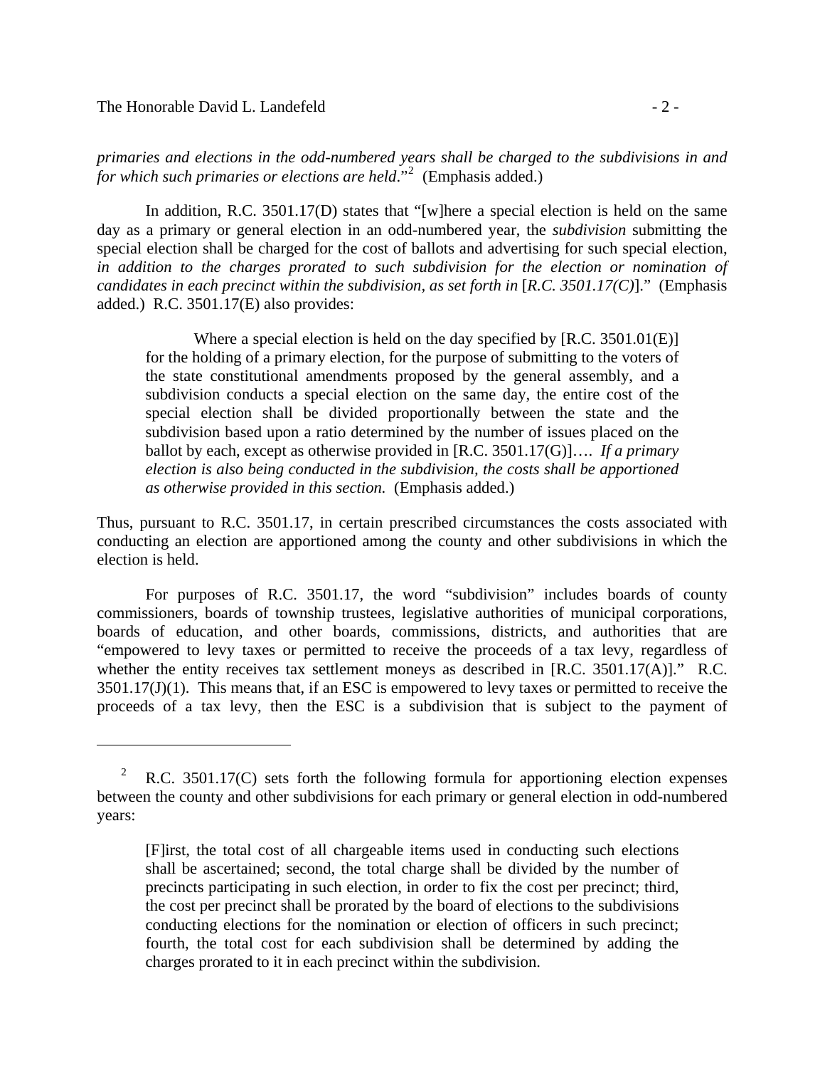*primaries and elections in the odd-numbered years shall be charged to the subdivisions in and for which such primaries or elections are held*."[2] (Emphasis added.)

In addition, R.C. 3501.17(D) states that "[w]here a special election is held on the same day as a primary or general election in an odd-numbered year, the *subdivision* submitting the special election shall be charged for the cost of ballots and advertising for such special election, *in addition to the charges prorated to such subdivision for the election or nomination of candidates in each precinct within the subdivision, as set forth in* [*R.C. 3501.17(C)*]." (Emphasis added.) R.C. 3501.17(E) also provides:

> Where a special election is held on the day specified by [R.C. 3501.01(E)] for the holding of a primary election, for the purpose of submitting to the voters of the state constitutional amendments proposed by the general assembly, and a subdivision conducts a special election on the same day, the entire cost of the special election shall be divided proportionally between the state and the subdivision based upon a ratio determined by the number of issues placed on the ballot by each, except as otherwise provided in [R.C. 3501.17(G)]…. *If a primary election is also being conducted in the subdivision, the costs shall be apportioned as otherwise provided in this section.* (Emphasis added.)

Thus, pursuant to R.C. 3501.17, in certain prescribed circumstances the costs associated with conducting an election are apportioned among the county and other subdivisions in which the election is held.

For purposes of R.C. 3501.17, the word "subdivision" includes boards of county commissioners, boards of township trustees, legislative authorities of municipal corporations, boards of education, and other boards, commissions, districts, and authorities that are "empowered to levy taxes or permitted to receive the proceeds of a tax levy, regardless of whether the entity receives tax settlement moneys as described in [R.C. 3501.17(A)]." R.C. 3501.17(J)(1). This means that, if an ESC is empowered to levy taxes or permitted to receive the proceeds of a tax levy, then the ESC is a subdivision that is subject to the payment of

---

[2] R.C. 3501.17(C) sets forth the following formula for apportioning election expenses between the county and other subdivisions for each primary or general election in odd-numbered years:

> [F]irst, the total cost of all chargeable items used in conducting such elections shall be ascertained; second, the total charge shall be divided by the number of precincts participating in such election, in order to fix the cost per precinct; third, the cost per precinct shall be prorated by the board of elections to the subdivisions conducting elections for the nomination or election of officers in such precinct; fourth, the total cost for each subdivision shall be determined by adding the charges prorated to it in each precinct within the subdivision.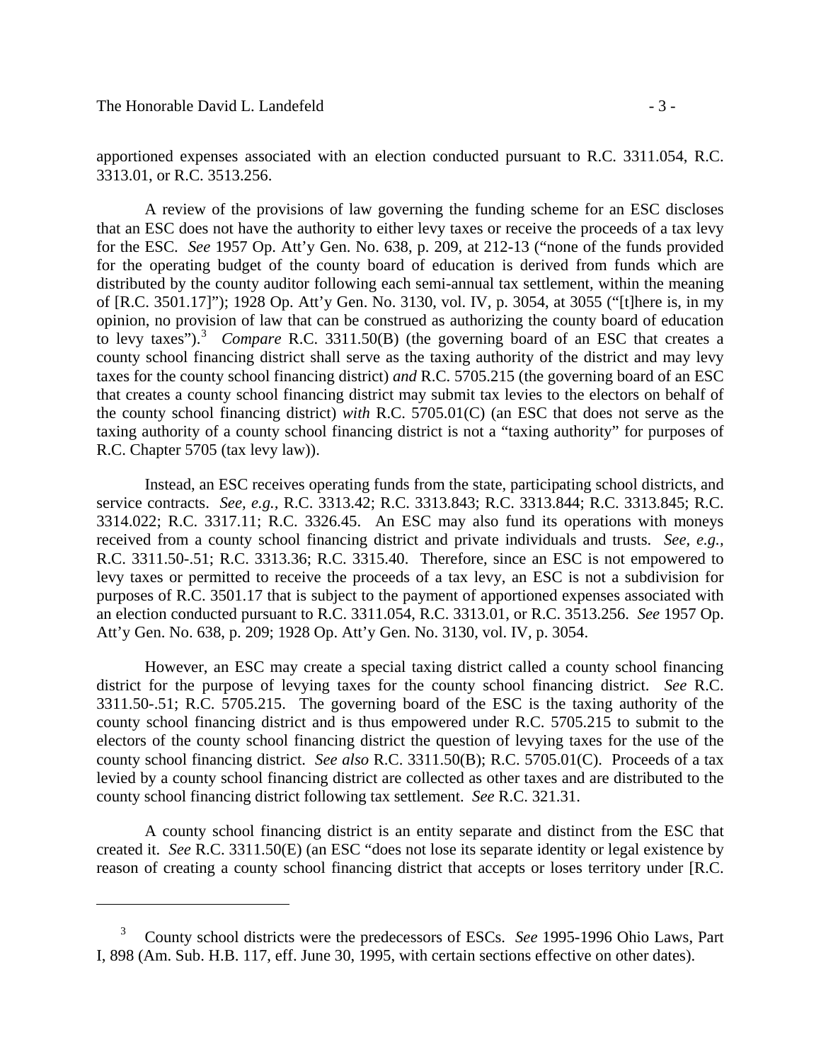apportioned expenses associated with an election conducted pursuant to R.C. 3311.054, R.C. 3313.01, or R.C. 3513.256.

A review of the provisions of law governing the funding scheme for an ESC discloses that an ESC does not have the authority to either levy taxes or receive the proceeds of a tax levy for the ESC. *See* 1957 Op. Att'y Gen. No. 638, p. 209, at 212-13 ("none of the funds provided for the operating budget of the county board of education is derived from funds which are distributed by the county auditor following each semi-annual tax settlement, within the meaning of [R.C. 3501.17]"); 1928 Op. Att'y Gen. No. 3130, vol. IV, p. 3054, at 3055 ("[t]here is, in my opinion, no provision of law that can be construed as authorizing the county board of education to levy taxes").[3] *Compare* R.C. 3311.50(B) (the governing board of an ESC that creates a county school financing district shall serve as the taxing authority of the district and may levy taxes for the county school financing district) *and* R.C. 5705.215 (the governing board of an ESC that creates a county school financing district may submit tax levies to the electors on behalf of the county school financing district) *with* R.C. 5705.01(C) (an ESC that does not serve as the taxing authority of a county school financing district is not a "taxing authority" for purposes of R.C. Chapter 5705 (tax levy law)).

Instead, an ESC receives operating funds from the state, participating school districts, and service contracts. *See, e.g.,* R.C. 3313.42; R.C. 3313.843; R.C. 3313.844; R.C. 3313.845; R.C. 3314.022; R.C. 3317.11; R.C. 3326.45. An ESC may also fund its operations with moneys received from a county school financing district and private individuals and trusts. *See, e.g.,* R.C. 3311.50-.51; R.C. 3313.36; R.C. 3315.40. Therefore, since an ESC is not empowered to levy taxes or permitted to receive the proceeds of a tax levy, an ESC is not a subdivision for purposes of R.C. 3501.17 that is subject to the payment of apportioned expenses associated with an election conducted pursuant to R.C. 3311.054, R.C. 3313.01, or R.C. 3513.256. *See* 1957 Op. Att'y Gen. No. 638, p. 209; 1928 Op. Att'y Gen. No. 3130, vol. IV, p. 3054.

However, an ESC may create a special taxing district called a county school financing district for the purpose of levying taxes for the county school financing district. *See* R.C. 3311.50-.51; R.C. 5705.215. The governing board of the ESC is the taxing authority of the county school financing district and is thus empowered under R.C. 5705.215 to submit to the electors of the county school financing district the question of levying taxes for the use of the county school financing district. *See also* R.C. 3311.50(B); R.C. 5705.01(C). Proceeds of a tax levied by a county school financing district are collected as other taxes and are distributed to the county school financing district following tax settlement. *See* R.C. 321.31.

A county school financing district is an entity separate and distinct from the ESC that created it. *See* R.C. 3311.50(E) (an ESC "does not lose its separate identity or legal existence by reason of creating a county school financing district that accepts or loses territory under [R.C.

---

[3] County school districts were the predecessors of ESCs. *See* 1995-1996 Ohio Laws, Part I, 898 (Am. Sub. H.B. 117, eff. June 30, 1995, with certain sections effective on other dates).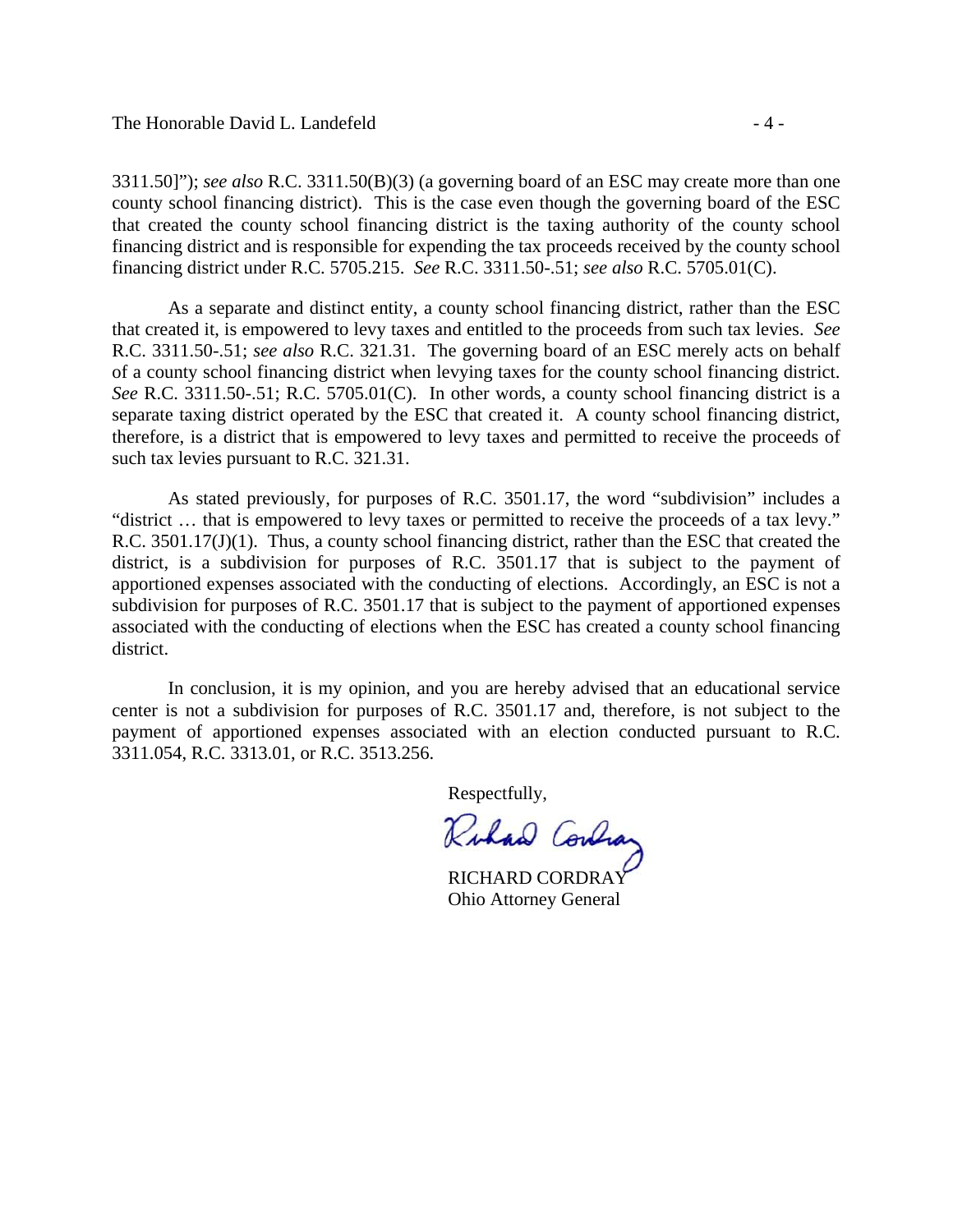3311.50]"); *see also* R.C. 3311.50(B)(3) (a governing board of an ESC may create more than one county school financing district). This is the case even though the governing board of the ESC that created the county school financing district is the taxing authority of the county school financing district and is responsible for expending the tax proceeds received by the county school financing district under R.C. 5705.215. *See* R.C. 3311.50-.51; *see also* R.C. 5705.01(C).

As a separate and distinct entity, a county school financing district, rather than the ESC that created it, is empowered to levy taxes and entitled to the proceeds from such tax levies. *See* R.C. 3311.50-.51; *see also* R.C. 321.31. The governing board of an ESC merely acts on behalf of a county school financing district when levying taxes for the county school financing district. *See* R.C. 3311.50-.51; R.C. 5705.01(C). In other words, a county school financing district is a separate taxing district operated by the ESC that created it. A county school financing district, therefore, is a district that is empowered to levy taxes and permitted to receive the proceeds of such tax levies pursuant to R.C. 321.31.

As stated previously, for purposes of R.C. 3501.17, the word "subdivision" includes a "district … that is empowered to levy taxes or permitted to receive the proceeds of a tax levy." R.C. 3501.17(J)(1). Thus, a county school financing district, rather than the ESC that created the district, is a subdivision for purposes of R.C. 3501.17 that is subject to the payment of apportioned expenses associated with the conducting of elections. Accordingly, an ESC is not a subdivision for purposes of R.C. 3501.17 that is subject to the payment of apportioned expenses associated with the conducting of elections when the ESC has created a county school financing district.

In conclusion, it is my opinion, and you are hereby advised that an educational service center is not a subdivision for purposes of R.C. 3501.17 and, therefore, is not subject to the payment of apportioned expenses associated with an election conducted pursuant to R.C. 3311.054, R.C. 3313.01, or R.C. 3513.256.

Respectfully,

RICHARD CORDRAY
Ohio Attorney General